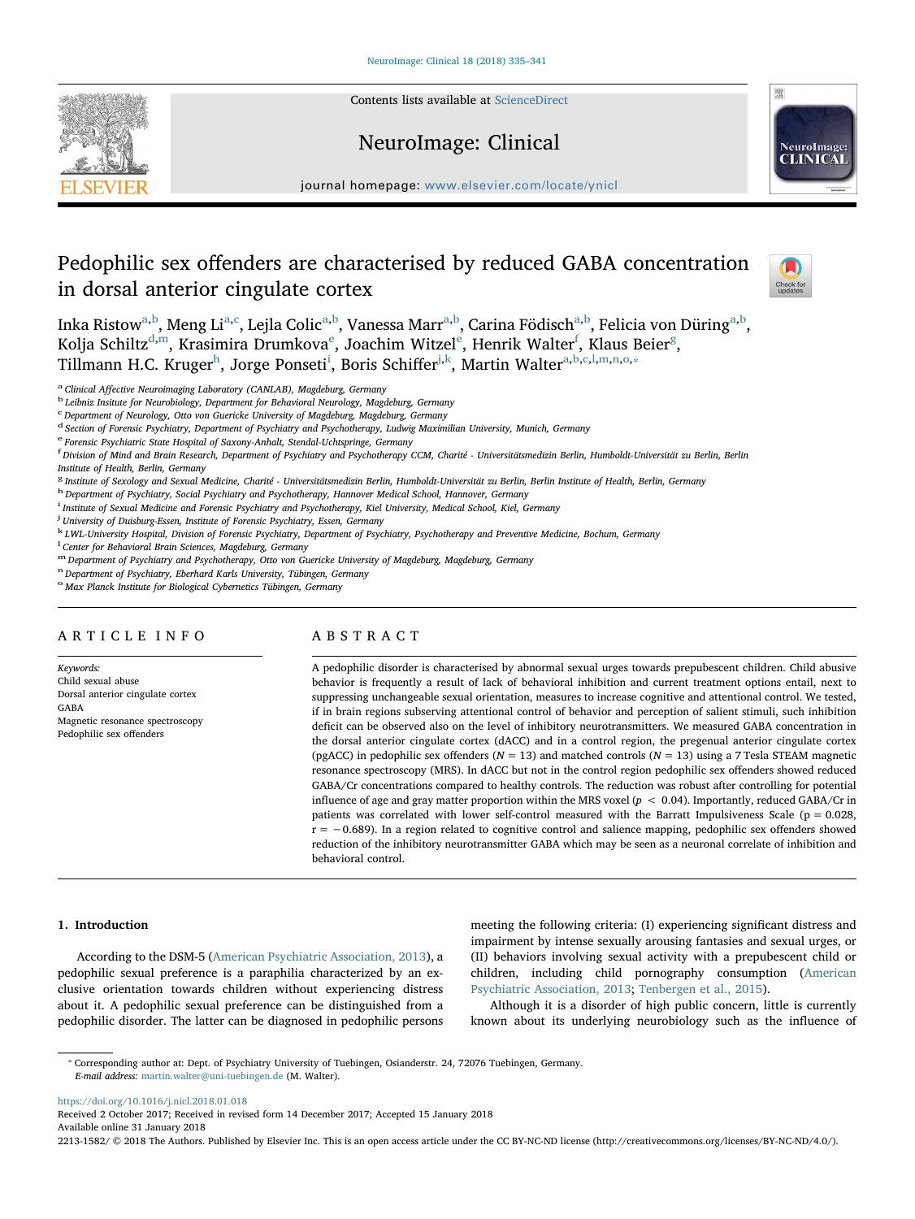# Pedophilic sex offenders are characterised by reduced GABA concentration in dorsal anterior cingulate cortex

Inka Ristow[a,b], Meng Li[a,c], Lejla Colic[a,b], Vanessa Marr[a,b], Carina Födisch[a,b], Felicia von Düring[a,b], Kolja Schiltz[d,m], Krasimira Drumkova[e], Joachim Witzel[e], Henrik Walter[f], Klaus Beier[g], Tillmann H.C. Kruger[h], Jorge Ponseti[i], Boris Schiffer[j,k], Martin Walter[a,b,c,l,m,n,o,*]

[a] Clinical Affective Neuroimaging Laboratory (CANLAB), Magdeburg, Germany
[b] Leibniz Institute for Neurobiology, Department for Behavioral Neurology, Magdeburg, Germany
[c] Department of Neurology, Otto von Guericke University of Magdeburg, Magdeburg, Germany
[d] Section of Forensic Psychiatry, Department of Psychiatry and Psychotherapy, Ludwig Maximilian University, Munich, Germany
[e] Forensic Psychiatric State Hospital of Saxony-Anhalt, Stendal-Uchtspringe, Germany
[f] Division of Mind and Brain Research, Department of Psychiatry and Psychotherapy CCM, Charité - Universitätsmedizin Berlin, Humboldt-Universität zu Berlin, Berlin Institute of Health, Berlin, Germany
[g] Institute of Sexology and Sexual Medicine, Charité - Universitätsmedizin Berlin, Humboldt-Universität zu Berlin, Berlin Institute of Health, Berlin, Germany
[h] Department of Psychiatry, Social Psychiatry and Psychotherapy, Hannover Medical School, Hannover, Germany
[i] Institute of Sexual Medicine and Forensic Psychiatry and Psychotherapy, Kiel University, Medical School, Kiel, Germany
[j] University of Duisburg-Essen, Institute of Forensic Psychiatry, Essen, Germany
[k] LWL-University Hospital, Division of Forensic Psychiatry, Department of Psychiatry, Psychotherapy and Preventive Medicine, Bochum, Germany
[l] Center for Behavioral Brain Sciences, Magdeburg, Germany
[m] Department of Psychiatry and Psychotherapy, Otto von Guericke University of Magdeburg, Magdeburg, Germany
[n] Department of Psychiatry, Eberhard Karls University, Tübingen, Germany
[o] Max Planck Institute for Biological Cybernetics Tübingen, Germany

## ARTICLE INFO

*Keywords:*
Child sexual abuse
Dorsal anterior cingulate cortex
GABA
Magnetic resonance spectroscopy
Pedophilic sex offenders

## ABSTRACT

A pedophilic disorder is characterised by abnormal sexual urges towards prepubescent children. Child abusive behavior is frequently a result of lack of behavioral inhibition and current treatment options entail, next to suppressing unchangeable sexual orientation, measures to increase cognitive and attentional control. We tested, if in brain regions subserving attentional control of behavior and perception of salient stimuli, such inhibition deficit can be observed also on the level of inhibitory neurotransmitters. We measured GABA concentration in the dorsal anterior cingulate cortex (dACC) and in a control region, the pregenual anterior cingulate cortex (pgACC) in pedophilic sex offenders ($N = 13$) and matched controls ($N = 13$) using a 7 Tesla STEAM magnetic resonance spectroscopy (MRS). In dACC but not in the control region pedophilic sex offenders showed reduced GABA/Cr concentrations compared to healthy controls. The reduction was robust after controlling for potential influence of age and gray matter proportion within the MRS voxel ($p < 0.04$). Importantly, reduced GABA/Cr in patients was correlated with lower self-control measured with the Barratt Impulsiveness Scale ($p = 0.028$, $r = -0.689$). In a region related to cognitive control and salience mapping, pedophilic sex offenders showed reduction of the inhibitory neurotransmitter GABA which may be seen as a neuronal correlate of inhibition and behavioral control.

## 1. Introduction

According to the DSM-5 (American Psychiatric Association, 2013), a pedophilic sexual preference is a paraphilia characterized by an exclusive orientation towards children without experiencing distress about it. A pedophilic sexual preference can be distinguished from a pedophilic disorder. The latter can be diagnosed in pedophilic persons meeting the following criteria: (I) experiencing significant distress and impairment by intense sexually arousing fantasies and sexual urges, or (II) behaviors involving sexual activity with a prepubescent child or children, including child pornography consumption (American Psychiatric Association, 2013; Tenbergen et al., 2015).

Although it is a disorder of high public concern, little is currently known about its underlying neurobiology such as the influence of

---

* Corresponding author at: Dept. of Psychiatry University of Tuebingen, Osianderstr. 24, 72076 Tuebingen, Germany.
*E-mail address:* martin.walter@uni-tuebingen.de (M. Walter).

https://doi.org/10.1016/j.nicl.2018.01.018
Received 2 October 2017; Received in revised form 14 December 2017; Accepted 15 January 2018
Available online 31 January 2018
2213-1582/ © 2018 The Authors. Published by Elsevier Inc. This is an open access article under the CC BY-NC-ND license (http://creativecommons.org/licenses/BY-NC-ND/4.0/).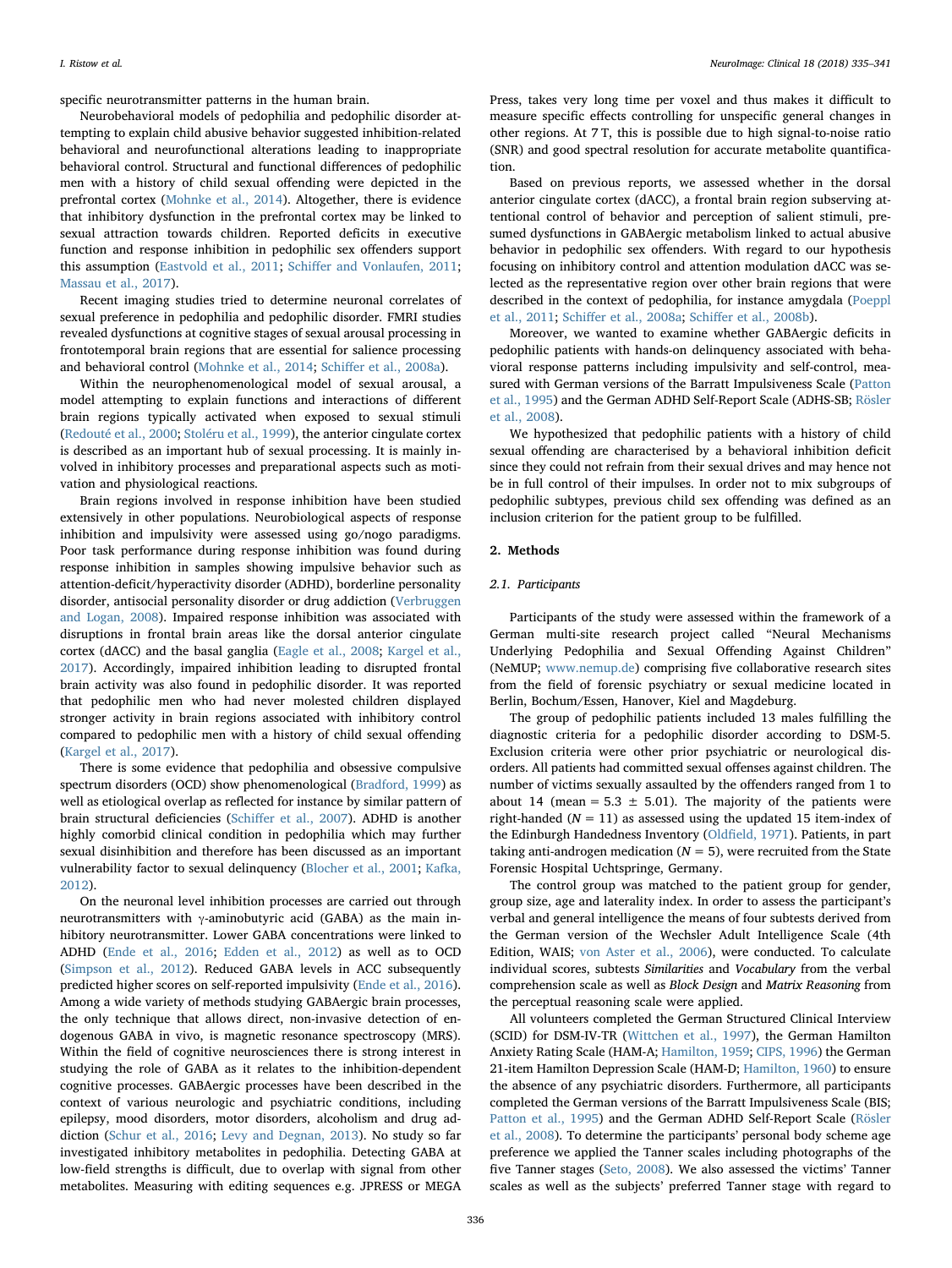specific neurotransmitter patterns in the human brain.

Neurobehavioral models of pedophilia and pedophilic disorder attempting to explain child abusive behavior suggested inhibition-related behavioral and neurofunctional alterations leading to inappropriate behavioral control. Structural and functional differences of pedophilic men with a history of child sexual offending were depicted in the prefrontal cortex (Mohnke et al., 2014). Altogether, there is evidence that inhibitory dysfunction in the prefrontal cortex may be linked to sexual attraction towards children. Reported deficits in executive function and response inhibition in pedophilic sex offenders support this assumption (Eastvold et al., 2011; Schiffer and Vonlaufen, 2011; Massau et al., 2017).

Recent imaging studies tried to determine neuronal correlates of sexual preference in pedophilia and pedophilic disorder. FMRI studies revealed dysfunctions at cognitive stages of sexual arousal processing in frontotemporal brain regions that are essential for salience processing and behavioral control (Mohnke et al., 2014; Schiffer et al., 2008a).

Within the neurophenomenological model of sexual arousal, a model attempting to explain functions and interactions of different brain regions typically activated when exposed to sexual stimuli (Redouté et al., 2000; Stoléru et al., 1999), the anterior cingulate cortex is described as an important hub of sexual processing. It is mainly involved in inhibitory processes and preparational aspects such as motivation and physiological reactions.

Brain regions involved in response inhibition have been studied extensively in other populations. Neurobiological aspects of response inhibition and impulsivity were assessed using go/nogo paradigms. Poor task performance during response inhibition was found during response inhibition in samples showing impulsive behavior such as attention-deficit/hyperactivity disorder (ADHD), borderline personality disorder, antisocial personality disorder or drug addiction (Verbruggen and Logan, 2008). Impaired response inhibition was associated with disruptions in frontal brain areas like the dorsal anterior cingulate cortex (dACC) and the basal ganglia (Eagle et al., 2008; Kargel et al., 2017). Accordingly, impaired inhibition leading to disrupted frontal brain activity was also found in pedophilic disorder. It was reported that pedophilic men who had never molested children displayed stronger activity in brain regions associated with inhibitory control compared to pedophilic men with a history of child sexual offending (Kargel et al., 2017).

There is some evidence that pedophilia and obsessive compulsive spectrum disorders (OCD) show phenomenological (Bradford, 1999) as well as etiological overlap as reflected for instance by similar pattern of brain structural deficiencies (Schiffer et al., 2007). ADHD is another highly comorbid clinical condition in pedophilia which may further sexual disinhibition and therefore has been discussed as an important vulnerability factor to sexual delinquency (Blocher et al., 2001; Kafka, 2012).

On the neuronal level inhibition processes are carried out through neurotransmitters with γ-aminobutyric acid (GABA) as the main inhibitory neurotransmitter. Lower GABA concentrations were linked to ADHD (Ende et al., 2016; Edden et al., 2012) as well as to OCD (Simpson et al., 2012). Reduced GABA levels in ACC subsequently predicted higher scores on self-reported impulsivity (Ende et al., 2016). Among a wide variety of methods studying GABAergic brain processes, the only technique that allows direct, non-invasive detection of endogenous GABA in vivo, is magnetic resonance spectroscopy (MRS). Within the field of cognitive neurosciences there is strong interest in studying the role of GABA as it relates to the inhibition-dependent cognitive processes. GABAergic processes have been described in the context of various neurologic and psychiatric conditions, including epilepsy, mood disorders, motor disorders, alcoholism and drug addiction (Schur et al., 2016; Levy and Degnan, 2013). No study so far investigated inhibitory metabolites in pedophilia. Detecting GABA at low-field strengths is difficult, due to overlap with signal from other metabolites. Measuring with editing sequences e.g. JPRESS or MEGA Press, takes very long time per voxel and thus makes it difficult to measure specific effects controlling for unspecific general changes in other regions. At 7 T, this is possible due to high signal-to-noise ratio (SNR) and good spectral resolution for accurate metabolite quantification.

Based on previous reports, we assessed whether in the dorsal anterior cingulate cortex (dACC), a frontal brain region subserving attentional control of behavior and perception of salient stimuli, presumed dysfunctions in GABAergic metabolism linked to actual abusive behavior in pedophilic sex offenders. With regard to our hypothesis focusing on inhibitory control and attention modulation dACC was selected as the representative region over other brain regions that were described in the context of pedophilia, for instance amygdala (Poeppl et al., 2011; Schiffer et al., 2008a; Schiffer et al., 2008b).

Moreover, we wanted to examine whether GABAergic deficits in pedophilic patients with hands-on delinquency associated with behavioral response patterns including impulsivity and self-control, measured with German versions of the Barratt Impulsiveness Scale (Patton et al., 1995) and the German ADHD Self-Report Scale (ADHS-SB; Rösler et al., 2008).

We hypothesized that pedophilic patients with a history of child sexual offending are characterised by a behavioral inhibition deficit since they could not refrain from their sexual drives and may hence not be in full control of their impulses. In order not to mix subgroups of pedophilic subtypes, previous child sex offending was defined as an inclusion criterion for the patient group to be fulfilled.

## 2. Methods

### 2.1. Participants

Participants of the study were assessed within the framework of a German multi-site research project called "Neural Mechanisms Underlying Pedophilia and Sexual Offending Against Children" (NeMUP; www.nemup.de) comprising five collaborative research sites from the field of forensic psychiatry or sexual medicine located in Berlin, Bochum/Essen, Hanover, Kiel and Magdeburg.

The group of pedophilic patients included 13 males fulfilling the diagnostic criteria for a pedophilic disorder according to DSM-5. Exclusion criteria were other prior psychiatric or neurological disorders. All patients had committed sexual offenses against children. The number of victims sexually assaulted by the offenders ranged from 1 to about 14 (mean = 5.3 ± 5.01). The majority of the patients were right-handed ($N = 11$) as assessed using the updated 15 item-index of the Edinburgh Handedness Inventory (Oldfield, 1971). Patients, in part taking anti-androgen medication ($N = 5$), were recruited from the State Forensic Hospital Uchtspringe, Germany.

The control group was matched to the patient group for gender, group size, age and laterality index. In order to assess the participant's verbal and general intelligence the means of four subtests derived from the German version of the Wechsler Adult Intelligence Scale (4th Edition, WAIS; von Aster et al., 2006), were conducted. To calculate individual scores, subtests *Similarities* and *Vocabulary* from the verbal comprehension scale as well as *Block Design* and *Matrix Reasoning* from the perceptual reasoning scale were applied.

All volunteers completed the German Structured Clinical Interview (SCID) for DSM-IV-TR (Wittchen et al., 1997), the German Hamilton Anxiety Rating Scale (HAM-A; Hamilton, 1959; CIPS, 1996) the German 21-item Hamilton Depression Scale (HAM-D; Hamilton, 1960) to ensure the absence of any psychiatric disorders. Furthermore, all participants completed the German versions of the Barratt Impulsiveness Scale (BIS; Patton et al., 1995) and the German ADHD Self-Report Scale (Rösler et al., 2008). To determine the participants' personal body scheme age preference we applied the Tanner scales including photographs of the five Tanner stages (Seto, 2008). We also assessed the victims' Tanner scales as well as the subjects' preferred Tanner stage with regard to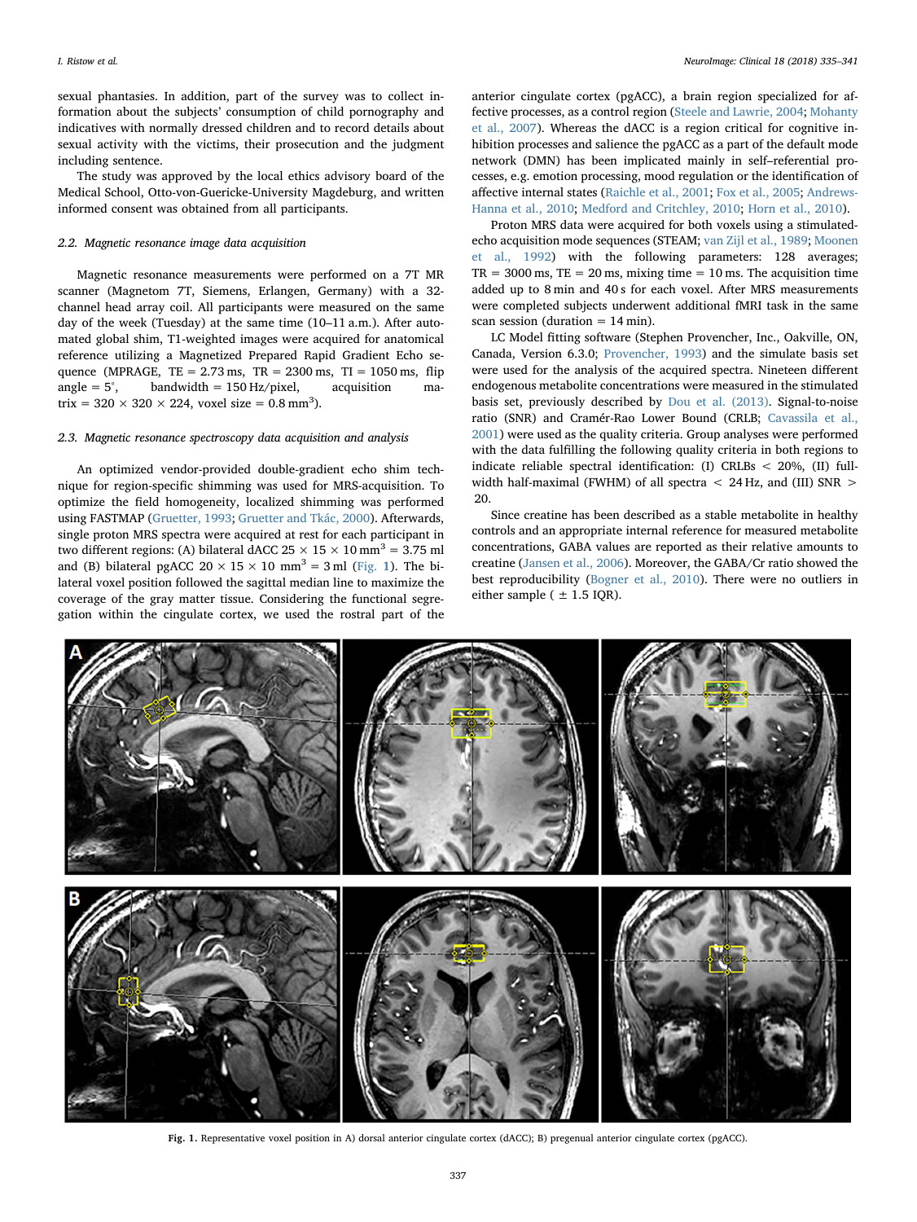sexual phantasies. In addition, part of the survey was to collect information about the subjects' consumption of child pornography and indicatives with normally dressed children and to record details about sexual activity with the victims, their prosecution and the judgment including sentence.

The study was approved by the local ethics advisory board of the Medical School, Otto-von-Guericke-University Magdeburg, and written informed consent was obtained from all participants.

### 2.2. Magnetic resonance image data acquisition

Magnetic resonance measurements were performed on a 7T MR scanner (Magnetom 7T, Siemens, Erlangen, Germany) with a 32-channel head array coil. All participants were measured on the same day of the week (Tuesday) at the same time (10–11 a.m.). After automated global shim, T1-weighted images were acquired for anatomical reference utilizing a Magnetized Prepared Rapid Gradient Echo sequence (MPRAGE, TE = 2.73 ms, TR = 2300 ms, TI = 1050 ms, flip angle = 5°, bandwidth = 150 Hz/pixel, acquisition matrix = 320 × 320 × 224, voxel size = 0.8 $mm^3$).

### 2.3. Magnetic resonance spectroscopy data acquisition and analysis

An optimized vendor-provided double-gradient echo shim technique for region-specific shimming was used for MRS-acquisition. To optimize the field homogeneity, localized shimming was performed using FASTMAP (Gruetter, 1993; Gruetter and Tkác, 2000). Afterwards, single proton MRS spectra were acquired at rest for each participant in two different regions: (A) bilateral dACC 25 × 15 × 10 $mm^3$ = 3.75 ml and (B) bilateral pgACC 20 × 15 × 10 $mm^3$ = 3 ml (Fig. 1). The bilateral voxel position followed the sagittal median line to maximize the coverage of the gray matter tissue. Considering the functional segregation within the cingulate cortex, we used the rostral part of the anterior cingulate cortex (pgACC), a brain region specialized for affective processes, as a control region (Steele and Lawrie, 2004; Mohanty et al., 2007). Whereas the dACC is a region critical for cognitive inhibition processes and salience the pgACC as a part of the default mode network (DMN) has been implicated mainly in self–referential processes, e.g. emotion processing, mood regulation or the identification of affective internal states (Raichle et al., 2001; Fox et al., 2005; Andrews-Hanna et al., 2010; Medford and Critchley, 2010; Horn et al., 2010).

Proton MRS data were acquired for both voxels using a stimulated-echo acquisition mode sequences (STEAM; van Zijl et al., 1989; Moonen et al., 1992) with the following parameters: 128 averages; TR = 3000 ms, TE = 20 ms, mixing time = 10 ms. The acquisition time added up to 8 min and 40 s for each voxel. After MRS measurements were completed subjects underwent additional fMRI task in the same scan session (duration = 14 min).

LC Model fitting software (Stephen Provencher, Inc., Oakville, ON, Canada, Version 6.3.0; Provencher, 1993) and the simulate basis set were used for the analysis of the acquired spectra. Nineteen different endogenous metabolite concentrations were measured in the stimulated basis set, previously described by Dou et al. (2013). Signal-to-noise ratio (SNR) and Cramér-Rao Lower Bound (CRLB; Cavassila et al., 2001) were used as the quality criteria. Group analyses were performed with the data fulfilling the following quality criteria in both regions to indicate reliable spectral identification: (I) CRLBs < 20%, (II) full-width half-maximal (FWHM) of all spectra < 24 Hz, and (III) SNR > 20.

Since creatine has been described as a stable metabolite in healthy controls and an appropriate internal reference for measured metabolite concentrations, GABA values are reported as their relative amounts to creatine (Jansen et al., 2006). Moreover, the GABA/Cr ratio showed the best reproducibility (Bogner et al., 2010). There were no outliers in either sample ( ± 1.5 IQR).

**Fig. 1.** Representative voxel position in A) dorsal anterior cingulate cortex (dACC); B) pregenual anterior cingulate cortex (pgACC).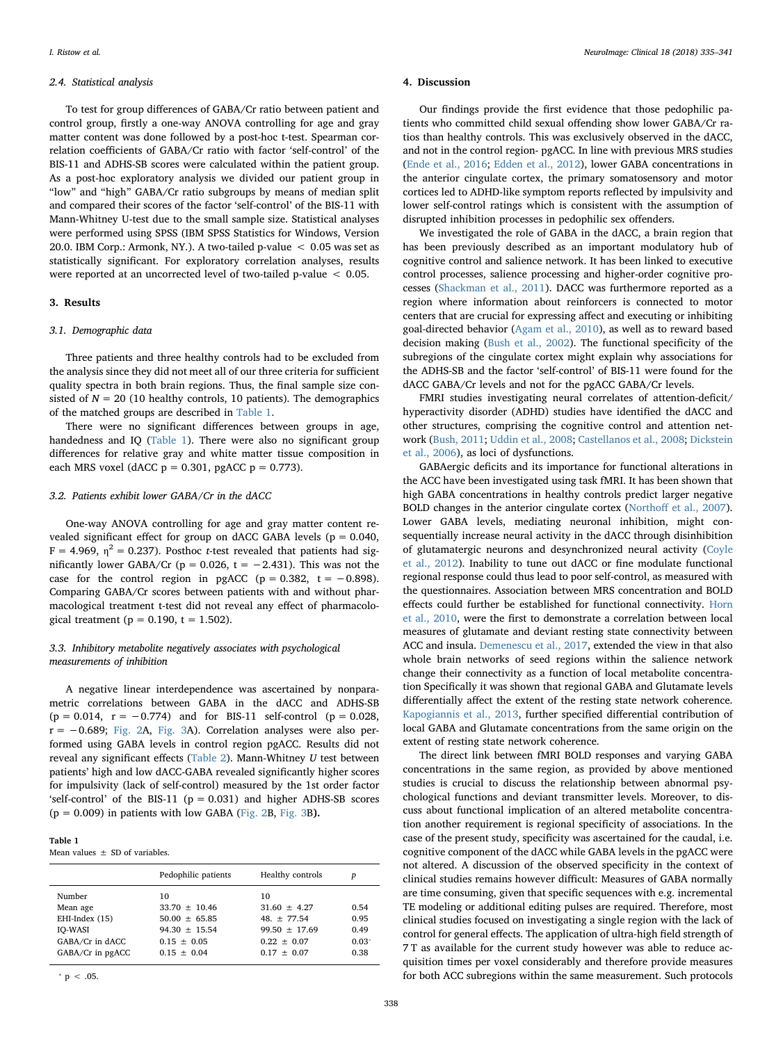### 2.4. Statistical analysis

To test for group differences of GABA/Cr ratio between patient and control group, firstly a one-way ANOVA controlling for age and gray matter content was done followed by a post-hoc t-test. Spearman correlation coefficients of GABA/Cr ratio with factor 'self-control' of the BIS-11 and ADHS-SB scores were calculated within the patient group. As a post-hoc exploratory analysis we divided our patient group in "low" and "high" GABA/Cr ratio subgroups by means of median split and compared their scores of the factor 'self-control' of the BIS-11 with Mann-Whitney U-test due to the small sample size. Statistical analyses were performed using SPSS (IBM SPSS Statistics for Windows, Version 20.0. IBM Corp.: Armonk, NY.). A two-tailed p-value $< 0.05$ was set as statistically significant. For exploratory correlation analyses, results were reported at an uncorrected level of two-tailed p-value $< 0.05$.

## 3. Results

### 3.1. Demographic data

Three patients and three healthy controls had to be excluded from the analysis since they did not meet all of our three criteria for sufficient quality spectra in both brain regions. Thus, the final sample size consisted of $N = 20$ (10 healthy controls, 10 patients). The demographics of the matched groups are described in Table 1.

There were no significant differences between groups in age, handedness and IQ (Table 1). There were also no significant group differences for relative gray and white matter tissue composition in each MRS voxel (dACC $p = 0.301$, pgACC $p = 0.773$).

### 3.2. Patients exhibit lower GABA/Cr in the dACC

One-way ANOVA controlling for age and gray matter content revealed significant effect for group on dACC GABA levels ($p = 0.040$, $F = 4.969$, $\eta^2 = 0.237$). Posthoc *t*-test revealed that patients had significantly lower GABA/Cr ($p = 0.026$, $t = -2.431$). This was not the case for the control region in pgACC ($p = 0.382$, $t = -0.898$). Comparing GABA/Cr scores between patients with and without pharmacological treatment t-test did not reveal any effect of pharmacological treatment ($p = 0.190$, $t = 1.502$).

### 3.3. Inhibitory metabolite negatively associates with psychological measurements of inhibition

A negative linear interdependence was ascertained by nonparametric correlations between GABA in the dACC and ADHS-SB ($p = 0.014$, $r = -0.774$) and for BIS-11 self-control ($p = 0.028$, $r = -0.689$; Fig. 2A, Fig. 3A). Correlation analyses were also performed using GABA levels in control region pgACC. Results did not reveal any significant effects (Table 2). Mann-Whitney *U* test between patients' high and low dACC-GABA revealed significantly higher scores for impulsivity (lack of self-control) measured by the 1st order factor 'self-control' of the BIS-11 ($p = 0.031$) and higher ADHS-SB scores ($p = 0.009$) in patients with low GABA (Fig. 2B, Fig. 3B).

**Table 1**
Mean values ± SD of variables.

| | Pedophilic patients | Healthy controls | *p* |
|---|---|---|---|
| Number | 10 | 10 | |
| Mean age | 33.70 ± 10.46 | 31.60 ± 4.27 | 0.54 |
| EHI-Index (15) | 50.00 ± 65.85 | 48. ± 77.54 | 0.95 |
| IQ-WASI | 94.30 ± 15.54 | 99.50 ± 17.69 | 0.49 |
| GABA/Cr in dACC | 0.15 ± 0.05 | 0.22 ± 0.07 | 0.03* |
| GABA/Cr in pgACC | 0.15 ± 0.04 | 0.17 ± 0.07 | 0.38 |

* $p < .05$.

## 4. Discussion

Our findings provide the first evidence that those pedophilic patients who committed child sexual offending show lower GABA/Cr ratios than healthy controls. This was exclusively observed in the dACC, and not in the control region- pgACC. In line with previous MRS studies (Ende et al., 2016; Edden et al., 2012), lower GABA concentrations in the anterior cingulate cortex, the primary somatosensory and motor cortices led to ADHD-like symptom reports reflected by impulsivity and lower self-control ratings which is consistent with the assumption of disrupted inhibition processes in pedophilic sex offenders.

We investigated the role of GABA in the dACC, a brain region that has been previously described as an important modulatory hub of cognitive control and salience network. It has been linked to executive control processes, salience processing and higher-order cognitive processes (Shackman et al., 2011). DACC was furthermore reported as a region where information about reinforcers is connected to motor centers that are crucial for expressing affect and executing or inhibiting goal-directed behavior (Agam et al., 2010), as well as to reward based decision making (Bush et al., 2002). The functional specificity of the subregions of the cingulate cortex might explain why associations for the ADHS-SB and the factor 'self-control' of BIS-11 were found for the dACC GABA/Cr levels and not for the pgACC GABA/Cr levels.

FMRI studies investigating neural correlates of attention-deficit/hyperactivity disorder (ADHD) studies have identified the dACC and other structures, comprising the cognitive control and attention network (Bush, 2011; Uddin et al., 2008; Castellanos et al., 2008; Dickstein et al., 2006), as loci of dysfunctions.

GABAergic deficits and its importance for functional alterations in the ACC have been investigated using task fMRI. It has been shown that high GABA concentrations in healthy controls predict larger negative BOLD changes in the anterior cingulate cortex (Northoff et al., 2007). Lower GABA levels, mediating neuronal inhibition, might consequentially increase neural activity in the dACC through disinhibition of glutamatergic neurons and desynchronized neural activity (Coyle et al., 2012). Inability to tune out dACC or fine modulate functional regional response could thus lead to poor self-control, as measured with the questionnaires. Association between MRS concentration and BOLD effects could further be established for functional connectivity. Horn et al., 2010, were the first to demonstrate a correlation between local measures of glutamate and deviant resting state connectivity between ACC and insula. Demenescu et al., 2017, extended the view in that also whole brain networks of seed regions within the salience network change their connectivity as a function of local metabolite concentration Specifically it was shown that regional GABA and Glutamate levels differentially affect the extent of the resting state network coherence. Kapogiannis et al., 2013, further specified differential contribution of local GABA and Glutamate concentrations from the same origin on the extent of resting state network coherence.

The direct link between fMRI BOLD responses and varying GABA concentrations in the same region, as provided by above mentioned studies is crucial to discuss the relationship between abnormal psychological functions and deviant transmitter levels. Moreover, to discuss about functional implication of an altered metabolite concentration another requirement is regional specificity of associations. In the case of the present study, specificity was ascertained for the caudal, i.e. cognitive component of the dACC while GABA levels in the pgACC were not altered. A discussion of the observed specificity in the context of clinical studies remains however difficult: Measures of GABA normally are time consuming, given that specific sequences with e.g. incremental TE modeling or additional editing pulses are required. Therefore, most clinical studies focused on investigating a single region with the lack of control for general effects. The application of ultra-high field strength of 7 T as available for the current study however was able to reduce acquisition times per voxel considerably and therefore provide measures for both ACC subregions within the same measurement. Such protocols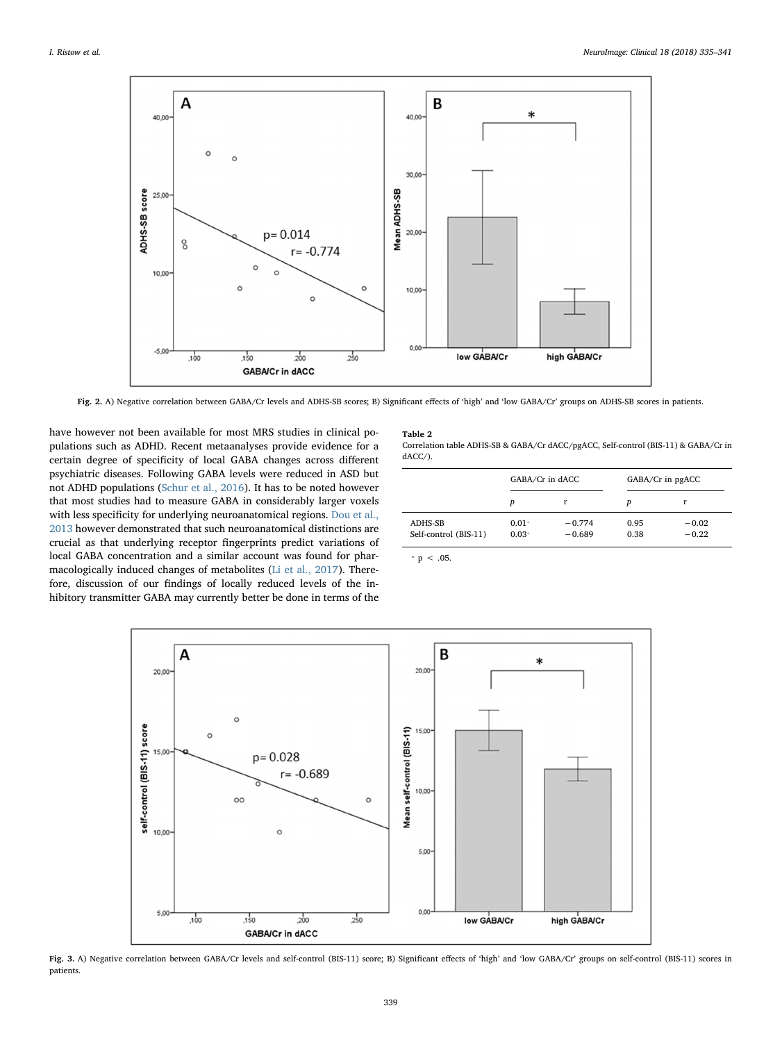Fig. 2. A) Negative correlation between GABA/Cr levels and ADHS-SB scores; B) Significant effects of 'high' and 'low GABA/Cr' groups on ADHS-SB scores in patients.

have however not been available for most MRS studies in clinical populations such as ADHD. Recent metaanalyses provide evidence for a certain degree of specificity of local GABA changes across different psychiatric diseases. Following GABA levels were reduced in ASD but not ADHD populations (Schur et al., 2016). It has to be noted however that most studies had to measure GABA in considerably larger voxels with less specificity for underlying neuroanatomical regions. Dou et al., 2013 however demonstrated that such neuroanatomical distinctions are crucial as that underlying receptor fingerprints predict variations of local GABA concentration and a similar account was found for pharmacologically induced changes of metabolites (Li et al., 2017). Therefore, discussion of our findings of locally reduced levels of the inhibitory transmitter GABA may currently better be done in terms of the

**Table 2**
Correlation table ADHS-SB & GABA/Cr dACC/pgACC, Self-control (BIS-11) & GABA/Cr in dACC/).

| | GABA/Cr in dACC | | GABA/Cr in pgACC | |
|---|---|---|---|---|
| | *p* | r | *p* | r |
| ADHS-SB | 0.01* | −0.774 | 0.95 | −0.02 |
| Self-control (BIS-11) | 0.03* | −0.689 | 0.38 | −0.22 |

* $p < .05$.

Fig. 3. A) Negative correlation between GABA/Cr levels and self-control (BIS-11) score; B) Significant effects of 'high' and 'low GABA/Cr' groups on self-control (BIS-11) scores in patients.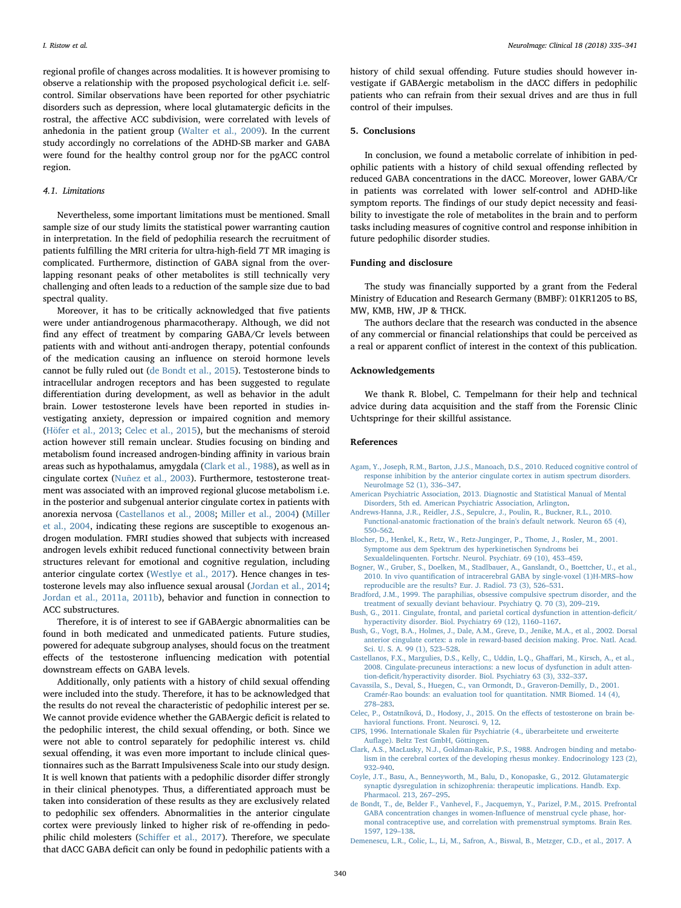regional profile of changes across modalities. It is however promising to observe a relationship with the proposed psychological deficit i.e. self-control. Similar observations have been reported for other psychiatric disorders such as depression, where local glutamatergic deficits in the rostral, the affective ACC subdivision, were correlated with levels of anhedonia in the patient group (Walter et al., 2009). In the current study accordingly no correlations of the ADHD-SB marker and GABA were found for the healthy control group nor for the pgACC control region.

### 4.1. Limitations

Nevertheless, some important limitations must be mentioned. Small sample size of our study limits the statistical power warranting caution in interpretation. In the field of pedophilia research the recruitment of patients fulfilling the MRI criteria for ultra-high-field 7T MR imaging is complicated. Furthermore, distinction of GABA signal from the overlapping resonant peaks of other metabolites is still technically very challenging and often leads to a reduction of the sample size due to bad spectral quality.

Moreover, it has to be critically acknowledged that five patients were under antiandrogenous pharmacotherapy. Although, we did not find any effect of treatment by comparing GABA/Cr levels between patients with and without anti-androgen therapy, potential confounds of the medication causing an influence on steroid hormone levels cannot be fully ruled out (de Bondt et al., 2015). Testosterone binds to intracellular androgen receptors and has been suggested to regulate differentiation during development, as well as behavior in the adult brain. Lower testosterone levels have been reported in studies investigating anxiety, depression or impaired cognition and memory (Höfer et al., 2013; Celec et al., 2015), but the mechanisms of steroid action however still remain unclear. Studies focusing on binding and metabolism found increased androgen-binding affinity in various brain areas such as hypothalamus, amygdala (Clark et al., 1988), as well as in cingulate cortex (Nuñez et al., 2003). Furthermore, testosterone treatment was associated with an improved regional glucose metabolism i.e. in the posterior and subgenual anterior cingulate cortex in patients with anorexia nervosa (Castellanos et al., 2008; Miller et al., 2004) (Miller et al., 2004, indicating these regions are susceptible to exogenous androgen modulation. FMRI studies showed that subjects with increased androgen levels exhibit reduced functional connectivity between brain structures relevant for emotional and cognitive regulation, including anterior cingulate cortex (Westlye et al., 2017). Hence changes in testosterone levels may also influence sexual arousal (Jordan et al., 2014; Jordan et al., 2011a, 2011b), behavior and function in connection to ACC substructures.

Therefore, it is of interest to see if GABAergic abnormalities can be found in both medicated and unmedicated patients. Future studies, powered for adequate subgroup analyses, should focus on the treatment effects of the testosterone influencing medication with potential downstream effects on GABA levels.

Additionally, only patients with a history of child sexual offending were included into the study. Therefore, it has to be acknowledged that the results do not reveal the characteristic of pedophilic interest per se. We cannot provide evidence whether the GABAergic deficit is related to the pedophilic interest, the child sexual offending, or both. Since we were not able to control separately for pedophilic interest vs. child sexual offending, it was even more important to include clinical questionnaires such as the Barratt Impulsiveness Scale into our study design. It is well known that patients with a pedophilic disorder differ strongly in their clinical phenotypes. Thus, a differentiated approach must be taken into consideration of these results as they are exclusively related to pedophilic sex offenders. Abnormalities in the anterior cingulate cortex were previously linked to higher risk of re-offending in pedophilic child molesters (Schiffer et al., 2017). Therefore, we speculate that dACC GABA deficit can only be found in pedophilic patients with a history of child sexual offending. Future studies should however investigate if GABAergic metabolism in the dACC differs in pedophilic patients who can refrain from their sexual drives and are thus in full control of their impulses.

## 5. Conclusions

In conclusion, we found a metabolic correlate of inhibition in pedophilic patients with a history of child sexual offending reflected by reduced GABA concentrations in the dACC. Moreover, lower GABA/Cr in patients was correlated with lower self-control and ADHD-like symptom reports. The findings of our study depict necessity and feasibility to investigate the role of metabolites in the brain and to perform tasks including measures of cognitive control and response inhibition in future pedophilic disorder studies.

## Funding and disclosure

The study was financially supported by a grant from the Federal Ministry of Education and Research Germany (BMBF): 01KR1205 to BS, MW, KMB, HW, JP & THCK.

The authors declare that the research was conducted in the absence of any commercial or financial relationships that could be perceived as a real or apparent conflict of interest in the context of this publication.

## Acknowledgements

We thank R. Blobel, C. Tempelmann for their help and technical advice during data acquisition and the staff from the Forensic Clinic Uchtspringe for their skillful assistance.

## References

Agam, Y., Joseph, R.M., Barton, J.J.S., Manoach, D.S., 2010. Reduced cognitive control of response inhibition by the anterior cingulate cortex in autism spectrum disorders. NeuroImage 52 (1), 336–347.

American Psychiatric Association, 2013. Diagnostic and Statistical Manual of Mental Disorders, 5th ed. American Psychiatric Association, Arlington.

Andrews-Hanna, J.R., Reidler, J.S., Sepulcre, J., Poulin, R., Buckner, R.L., 2010. Functional-anatomic fractionation of the brain's default network. Neuron 65 (4), 550–562.

Blocher, D., Henkel, K., Retz, W., Retz-Junginger, P., Thome, J., Rosler, M., 2001. Symptome aus dem Spektrum des hyperkinetischen Syndroms bei Sexualdelinquenten. Fortschr. Neurol. Psychiatr. 69 (10), 453–459.

Bogner, W., Gruber, S., Doelken, M., Stadlbauer, A., Ganslandt, O., Boettcher, U., et al., 2010. In vivo quantification of intracerebral GABA by single-voxel (1)H-MRS–how reproducible are the results? Eur. J. Radiol. 73 (3), 526–531.

Bradford, J.M., 1999. The paraphilias, obsessive compulsive spectrum disorder, and the treatment of sexually deviant behaviour. Psychiatry Q. 70 (3), 209–219.

Bush, G., 2011. Cingulate, frontal, and parietal cortical dysfunction in attention-deficit/hyperactivity disorder. Biol. Psychiatry 69 (12), 1160–1167.

Bush, G., Vogt, B.A., Holmes, J., Dale, A.M., Greve, D., Jenike, M.A., et al., 2002. Dorsal anterior cingulate cortex: a role in reward-based decision making. Proc. Natl. Acad. Sci. U. S. A. 99 (1), 523–528.

Castellanos, F.X., Margulies, D.S., Kelly, C., Uddin, L.Q., Ghaffari, M., Kirsch, A., et al., 2008. Cingulate-precuneus interactions: a new locus of dysfunction in adult attention-deficit/hyperactivity disorder. Biol. Psychiatry 63 (3), 332–337.

Cavassila, S., Deval, S., Huegen, C., van Ormondt, D., Graveron-Demilly, D., 2001. Cramér-Rao bounds: an evaluation tool for quantitation. NMR Biomed. 14 (4), 278–283.

Celec, P., Ostatníková, D., Hodosy, J., 2015. On the effects of testosterone on brain behavioral functions. Front. Neurosci. 9, 12.

CIPS, 1996. Internationale Skalen für Psychiatrie (4., überarbeitete und erweiterte Auflage). Beltz Test GmbH, Göttingen.

Clark, A.S., MacLusky, N.J., Goldman-Rakic, P.S., 1988. Androgen binding and metabolism in the cerebral cortex of the developing rhesus monkey. Endocrinology 123 (2), 932–940.

Coyle, J.T., Basu, A., Benneyworth, M., Balu, D., Konopaske, G., 2012. Glutamatergic synaptic dysregulation in schizophrenia: therapeutic implications. Handb. Exp. Pharmacol. 213, 267–295.

de Bondt, T., de, Belder F., Vanhevel, F., Jacquemyn, Y., Parizel, P.M., 2015. Prefrontal GABA concentration changes in women-Influence of menstrual cycle phase, hormonal contraceptive use, and correlation with premenstrual symptoms. Brain Res. 1597, 129–138.

Demenescu, L.R., Colic, L., Li, M., Safron, A., Biswal, B., Metzger, C.D., et al., 2017. A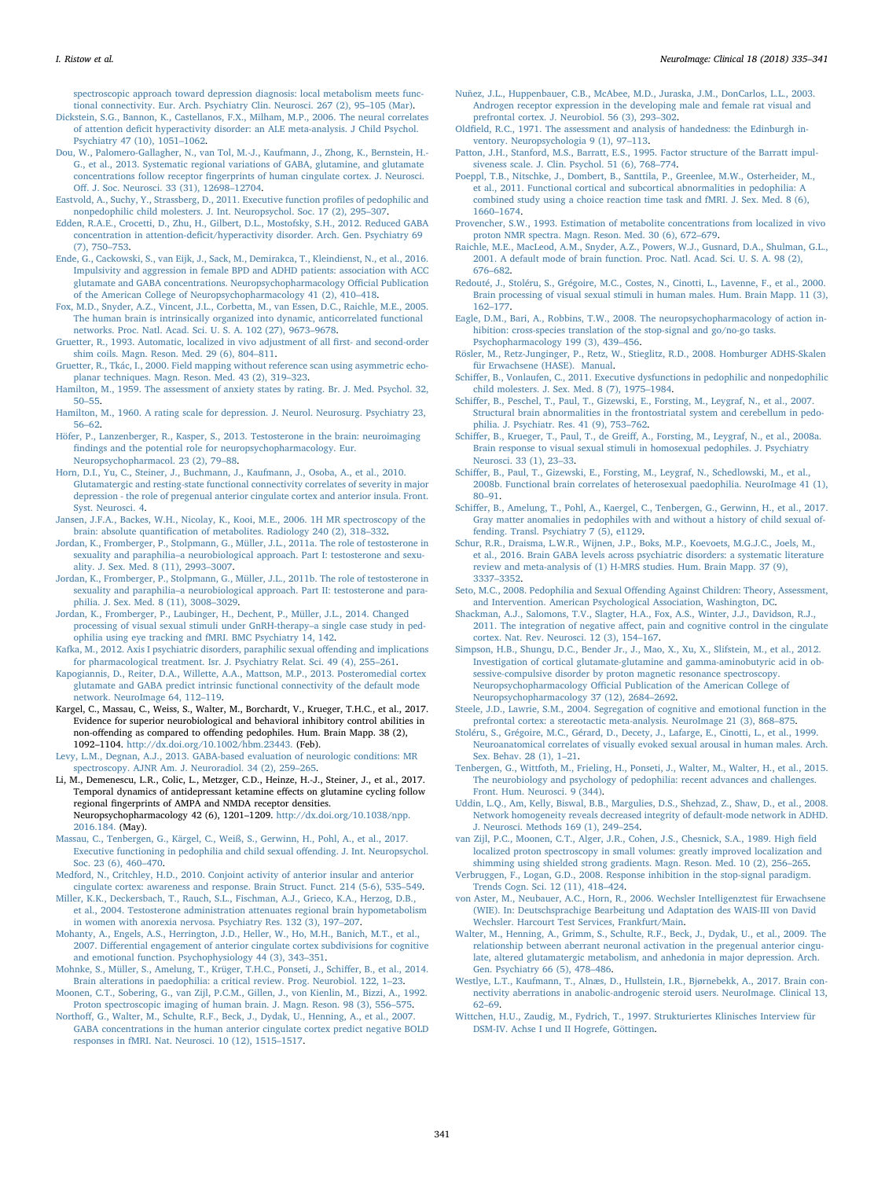spectroscopic approach toward depression diagnosis: local metabolism meets functional connectivity. Eur. Arch. Psychiatry Clin. Neurosci. 267 (2), 95–105 (Mar).

Dickstein, S.G., Bannon, K., Castellanos, F.X., Milham, M.P., 2006. The neural correlates of attention deficit hyperactivity disorder: an ALE meta-analysis. J Child Psychol. Psychiatry 47 (10), 1051–1062.

Dou, W., Palomero-Gallagher, N., van Tol, M.-J., Kaufmann, J., Zhong, K., Bernstein, H.-G., et al., 2013. Systematic regional variations of GABA, glutamine, and glutamate concentrations follow receptor fingerprints of human cingulate cortex. J. Neurosci. Off. J. Soc. Neurosci. 33 (31), 12698–12704.

Eastvold, A., Suchy, Y., Strassberg, D., 2011. Executive function profiles of pedophilic and nonpedophilic child molesters. J. Int. Neuropsychol. Soc. 17 (2), 295–307.

Edden, R.A.E., Crocetti, D., Zhu, H., Gilbert, D.L., Mostofsky, S.H., 2012. Reduced GABA concentration in attention-deficit/hyperactivity disorder. Arch. Gen. Psychiatry 69 (7), 750–753.

Ende, G., Cackowski, S., van Eijk, J., Sack, M., Demirakca, T., Kleindienst, N., et al., 2016. Impulsivity and aggression in female BPD and ADHD patients: association with ACC glutamate and GABA concentrations. Neuropsychopharmacology Official Publication of the American College of Neuropsychopharmacology 41 (2), 410–418.

Fox, M.D., Snyder, A.Z., Vincent, J.L., Corbetta, M., van Essen, D.C., Raichle, M.E., 2005. The human brain is intrinsically organized into dynamic, anticorrelated functional networks. Proc. Natl. Acad. Sci. U. S. A. 102 (27), 9673–9678.

Gruetter, R., 1993. Automatic, localized in vivo adjustment of all first- and second-order shim coils. Magn. Reson. Med. 29 (6), 804–811.

Gruetter, R., Tkác, I., 2000. Field mapping without reference scan using asymmetric echo-planar techniques. Magn. Reson. Med. 43 (2), 319–323.

Hamilton, M., 1959. The assessment of anxiety states by rating. Br. J. Med. Psychol. 32, 50–55.

Hamilton, M., 1960. A rating scale for depression. J. Neurol. Neurosurg. Psychiatry 23, 56–62.

Höfer, P., Lanzenberger, R., Kasper, S., 2013. Testosterone in the brain: neuroimaging findings and the potential role for neuropsychopharmacology. Eur. Neuropsychopharmacol. 23 (2), 79–88.

Horn, D.I., Yu, C., Steiner, J., Buchmann, J., Kaufmann, J., Osoba, A., et al., 2010. Glutamatergic and resting-state functional connectivity correlates of severity in major depression - the role of pregenual anterior cingulate cortex and anterior insula. Front. Syst. Neurosci. 4.

Jansen, J.F.A., Backes, W.H., Nicolay, K., Kooi, M.E., 2006. 1H MR spectroscopy of the brain: absolute quantification of metabolites. Radiology 240 (2), 318–332.

Jordan, K., Fromberger, P., Stolpmann, G., Müller, J.L., 2011a. The role of testosterone in sexuality and paraphilia–a neurobiological approach. Part I: testosterone and sexuality. J. Sex. Med. 8 (11), 2993–3007.

Jordan, K., Fromberger, P., Stolpmann, G., Müller, J.L., 2011b. The role of testosterone in sexuality and paraphilia–a neurobiological approach. Part II: testosterone and paraphilia. J. Sex. Med. 8 (11), 3008–3029.

Jordan, K., Fromberger, P., Laubinger, H., Dechent, P., Müller, J.L., 2014. Changed processing of visual sexual stimuli under GnRH-therapy–a single case study in pedophilia using eye tracking and fMRI. BMC Psychiatry 14, 142.

Kafka, M., 2012. Axis I psychiatric disorders, paraphilic sexual offending and implications for pharmacological treatment. Isr. J. Psychiatry Relat. Sci. 49 (4), 255–261.

Kapogiannis, D., Reiter, D.A., Willette, A.A., Mattson, M.P., 2013. Posteromedial cortex glutamate and GABA predict intrinsic functional connectivity of the default mode network. NeuroImage 64, 112–119.

Kargel, C., Massau, C., Weiss, S., Walter, M., Borchardt, V., Krueger, T.H.C., et al., 2017. Evidence for superior neurobiological and behavioral inhibitory control abilities in non-offending as compared to offending pedophiles. Hum. Brain Mapp. 38 (2), 1092–1104. http://dx.doi.org/10.1002/hbm.23443. (Feb).

Levy, L.M., Degnan, A.J., 2013. GABA-based evaluation of neurologic conditions: MR spectroscopy. AJNR Am. J. Neuroradiol. 34 (2), 259–265.

Li, M., Demenescu, L.R., Colic, L., Metzger, C.D., Heinze, H.-J., Steiner, J., et al., 2017. Temporal dynamics of antidepressant ketamine effects on glutamine cycling follow regional fingerprints of AMPA and NMDA receptor densities. Neuropsychopharmacology 42 (6), 1201–1209. http://dx.doi.org/10.1038/npp.2016.184. (May).

Massau, C., Tenbergen, G., Kärgel, C., Weiß, S., Gerwinn, H., Pohl, A., et al., 2017. Executive functioning in pedophilia and child sexual offending. J. Int. Neuropsychol. Soc. 23 (6), 460–470.

Medford, N., Critchley, H.D., 2010. Conjoint activity of anterior insular and anterior cingulate cortex: awareness and response. Brain Struct. Funct. 214 (5-6), 535–549.

Miller, K.K., Deckersbach, T., Rauch, S.L., Fischman, A.J., Grieco, K.A., Herzog, D.B., et al., 2004. Testosterone administration attenuates regional brain hypometabolism in women with anorexia nervosa. Psychiatry Res. 132 (3), 197–207.

Mohanty, A., Engels, A.S., Herrington, J.D., Heller, W., Ho, M.H., Banich, M.T., et al., 2007. Differential engagement of anterior cingulate cortex subdivisions for cognitive and emotional function. Psychophysiology 44 (3), 343–351.

Mohnke, S., Müller, S., Amelung, T., Krüger, T.H.C., Ponseti, J., Schiffer, B., et al., 2014. Brain alterations in paedophilia: a critical review. Prog. Neurobiol. 122, 1–23.

Moonen, C.T., Sobering, G., van Zijl, P.C.M., Gillen, J., von Kienlin, M., Bizzi, A., 1992. Proton spectroscopic imaging of human brain. J. Magn. Reson. 98 (3), 556–575.

Northoff, G., Walter, M., Schulte, R.F., Beck, J., Dydak, U., Henning, A., et al., 2007. GABA concentrations in the human anterior cingulate cortex predict negative BOLD responses in fMRI. Nat. Neurosci. 10 (12), 1515–1517.

Nuñez, J.L., Huppenbauer, C.B., McAbee, M.D., Juraska, J.M., DonCarlos, L.L., 2003. Androgen receptor expression in the developing male and female rat visual and prefrontal cortex. J. Neurobiol. 56 (3), 293–302.

Oldfield, R.C., 1971. The assessment and analysis of handedness: the Edinburgh inventory. Neuropsychologia 9 (1), 97–113.

Patton, J.H., Stanford, M.S., Barratt, E.S., 1995. Factor structure of the Barratt impulsiveness scale. J. Clin. Psychol. 51 (6), 768–774.

Poeppl, T.B., Nitschke, J., Dombert, B., Santtila, P., Greenlee, M.W., Osterheider, M., et al., 2011. Functional cortical and subcortical abnormalities in pedophilia: A combined study using a choice reaction time task and fMRI. J. Sex. Med. 8 (6), 1660–1674.

Provencher, S.W., 1993. Estimation of metabolite concentrations from localized in vivo proton NMR spectra. Magn. Reson. Med. 30 (6), 672–679.

Raichle, M.E., MacLeod, A.M., Snyder, A.Z., Powers, W.J., Gusnard, D.A., Shulman, G.L., 2001. A default mode of brain function. Proc. Natl. Acad. Sci. U. S. A. 98 (2), 676–682.

Redouté, J., Stoléru, S., Grégoire, M.C., Costes, N., Cinotti, L., Lavenne, F., et al., 2000. Brain processing of visual sexual stimuli in human males. Hum. Brain Mapp. 11 (3), 162–177.

Eagle, D.M., Bari, A., Robbins, T.W., 2008. The neuropsychopharmacology of action inhibition: cross-species translation of the stop-signal and go/no-go tasks. Psychopharmacology 199 (3), 439–456.

Rösler, M., Retz-Junginger, P., Retz, W., Stieglitz, R.D., 2008. Homburger ADHS-Skalen für Erwachsene (HASE). Manual.

Schiffer, B., Vonlaufen, C., 2011. Executive dysfunctions in pedophilic and nonpedophilic child molesters. J. Sex. Med. 8 (7), 1975–1984.

Schiffer, B., Peschel, T., Paul, T., Gizewski, E., Forsting, M., Leygraf, N., et al., 2007. Structural brain abnormalities in the frontostriatal system and cerebellum in pedophilia. J. Psychiatr. Res. 41 (9), 753–762.

Schiffer, B., Krueger, T., Paul, T., de Greiff, A., Forsting, M., Leygraf, N., et al., 2008a. Brain response to visual sexual stimuli in homosexual pedophiles. J. Psychiatry Neurosci. 33 (1), 23–33.

Schiffer, B., Paul, T., Gizewski, E., Forsting, M., Leygraf, N., Schedlowski, M., et al., 2008b. Functional brain correlates of heterosexual paedophilia. NeuroImage 41 (1), 80–91.

Schiffer, B., Amelung, T., Pohl, A., Kaergel, C., Tenbergen, G., Gerwinn, H., et al., 2017. Gray matter anomalies in pedophiles with and without a history of child sexual offending. Transl. Psychiatry 7 (5), e1129.

Schur, R.R., Draisma, L.W.R., Wijnen, J.P., Boks, M.P., Koevoets, M.G.J.C., Joels, M., et al., 2016. Brain GABA levels across psychiatric disorders: a systematic literature review and meta-analysis of (1) H-MRS studies. Hum. Brain Mapp. 37 (9), 3337–3352.

Seto, M.C., 2008. Pedophilia and Sexual Offending Against Children: Theory, Assessment, and Intervention. American Psychological Association, Washington, DC.

Shackman, A.J., Salomons, T.V., Slagter, H.A., Fox, A.S., Winter, J.J., Davidson, R.J., 2011. The integration of negative affect, pain and cognitive control in the cingulate cortex. Nat. Rev. Neurosci. 12 (3), 154–167.

Simpson, H.B., Shungu, D.C., Bender Jr., J., Mao, X., Xu, X., Slifstein, M., et al., 2012. Investigation of cortical glutamate-glutamine and gamma-aminobutyric acid in obsessive-compulsive disorder by proton magnetic resonance spectroscopy. Neuropsychopharmacology Official Publication of the American College of Neuropsychopharmacology 37 (12), 2684–2692.

Steele, J.D., Lawrie, S.M., 2004. Segregation of cognitive and emotional function in the prefrontal cortex: a stereotactic meta-analysis. NeuroImage 21 (3), 868–875.

Stoléru, S., Grégoire, M.C., Gérard, D., Decety, J., Lafarge, E., Cinotti, L., et al., 1999. Neuroanatomical correlates of visually evoked sexual arousal in human males. Arch. Sex. Behav. 28 (1), 1–21.

Tenbergen, G., Wittfoth, M., Frieling, H., Ponseti, J., Walter, M., Walter, H., et al., 2015. The neurobiology and psychology of pedophilia: recent advances and challenges. Front. Hum. Neurosci. 9 (344).

Uddin, L.Q., Am, Kelly, Biswal, B.B., Margulies, D.S., Shehzad, Z., Shaw, D., et al., 2008. Network homogeneity reveals decreased integrity of default-mode network in ADHD. J. Neurosci. Methods 169 (1), 249–254.

van Zijl, P.C., Moonen, C.T., Alger, J.R., Cohen, J.S., Chesnick, S.A., 1989. High field localized proton spectroscopy in small volumes: greatly improved localization and shimming using shielded strong gradients. Magn. Reson. Med. 10 (2), 256–265.

Verbruggen, F., Logan, G.D., 2008. Response inhibition in the stop-signal paradigm. Trends Cogn. Sci. 12 (11), 418–424.

von Aster, M., Neubauer, A.C., Horn, R., 2006. Wechsler Intelligenztest für Erwachsene (WIE). In: Deutschsprachige Bearbeitung und Adaptation des WAIS-III von David Wechsler. Harcourt Test Services, Frankfurt/Main.

Walter, M., Henning, A., Grimm, S., Schulte, R.F., Beck, J., Dydak, U., et al., 2009. The relationship between aberrant neuronal activation in the pregenual anterior cingulate, altered glutamatergic metabolism, and anhedonia in major depression. Arch. Gen. Psychiatry 66 (5), 478–486.

Westlye, L.T., Kaufmann, T., Alnæs, D., Hullstein, I.R., Bjørnebekk, A., 2017. Brain connectivity aberrations in anabolic-androgenic steroid users. NeuroImage. Clinical 13, 62–69.

Wittchen, H.U., Zaudig, M., Fydrich, T., 1997. Strukturiertes Klinisches Interview für DSM-IV. Achse I und II Hogrefe, Göttingen.